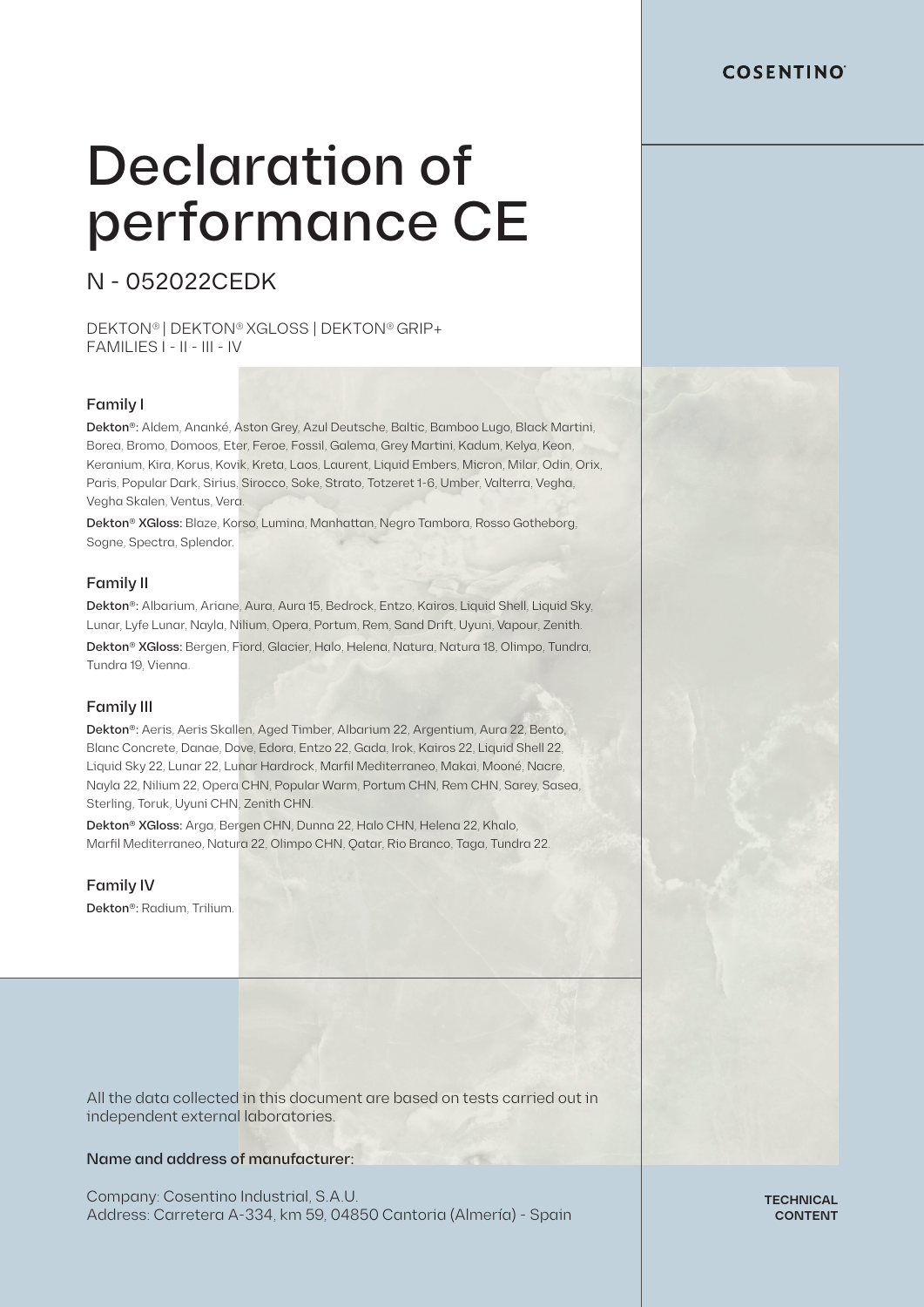COSENTINO®

# Declaration of performance CE

## N - 052022CEDK

DEKTON® | DEKTON® XGLOSS | DEKTON® GRIP+
FAMILIES I - II - III - IV

### Family I

**Dekton®:** Aldem, Ananké, Aston Grey, Azul Deutsche, Baltic, Bamboo Lugo, Black Martini, Borea, Bromo, Domoos, Eter, Feroe, Fossil, Galema, Grey Martini, Kadum, Kelya, Keon, Keranium, Kira, Korus, Kovik, Kreta, Laos, Laurent, Liquid Embers, Micron, Milar, Odin, Orix, Paris, Popular Dark, Sirius, Sirocco, Soke, Strato, Totzeret 1-6, Umber, Valterra, Vegha, Vegha Skalen, Ventus, Vera.

**Dekton® XGloss:** Blaze, Korso, Lumina, Manhattan, Negro Tambora, Rosso Gotheborg, Sogne, Spectra, Splendor.

### Family II

**Dekton®:** Albarium, Ariane, Aura, Aura 15, Bedrock, Entzo, Kairos, Liquid Shell, Liquid Sky, Lunar, Lyfe Lunar, Nayla, Nilium, Opera, Portum, Rem, Sand Drift, Uyuni, Vapour, Zenith.

**Dekton® XGloss:** Bergen, Fiord, Glacier, Halo, Helena, Natura, Natura 18, Olimpo, Tundra, Tundra 19, Vienna.

### Family III

**Dekton®:** Aeris, Aeris Skallen, Aged Timber, Albarium 22, Argentium, Aura 22, Bento, Blanc Concrete, Danae, Dove, Edora, Entzo 22, Gada, Irok, Kairos 22, Liquid Shell 22, Liquid Sky 22, Lunar 22, Lunar Hardrock, Marfil Mediterraneo, Makai, Mooné, Nacre, Nayla 22, Nilium 22, Opera CHN, Popular Warm, Portum CHN, Rem CHN, Sarey, Sasea, Sterling, Toruk, Uyuni CHN, Zenith CHN.

**Dekton® XGloss:** Arga, Bergen CHN, Dunna 22, Halo CHN, Helena 22, Khalo, Marfil Mediterraneo, Natura 22, Olimpo CHN, Qatar, Rio Branco, Taga, Tundra 22.

### Family IV

**Dekton®:** Radium, Trilium.

All the data collected in this document are based on tests carried out in independent external laboratories.

**Name and address of manufacturer:**

Company: Cosentino Industrial, S.A.U.
Address: Carretera A-334, km 59, 04850 Cantoria (Almería) - Spain

TECHNICAL CONTENT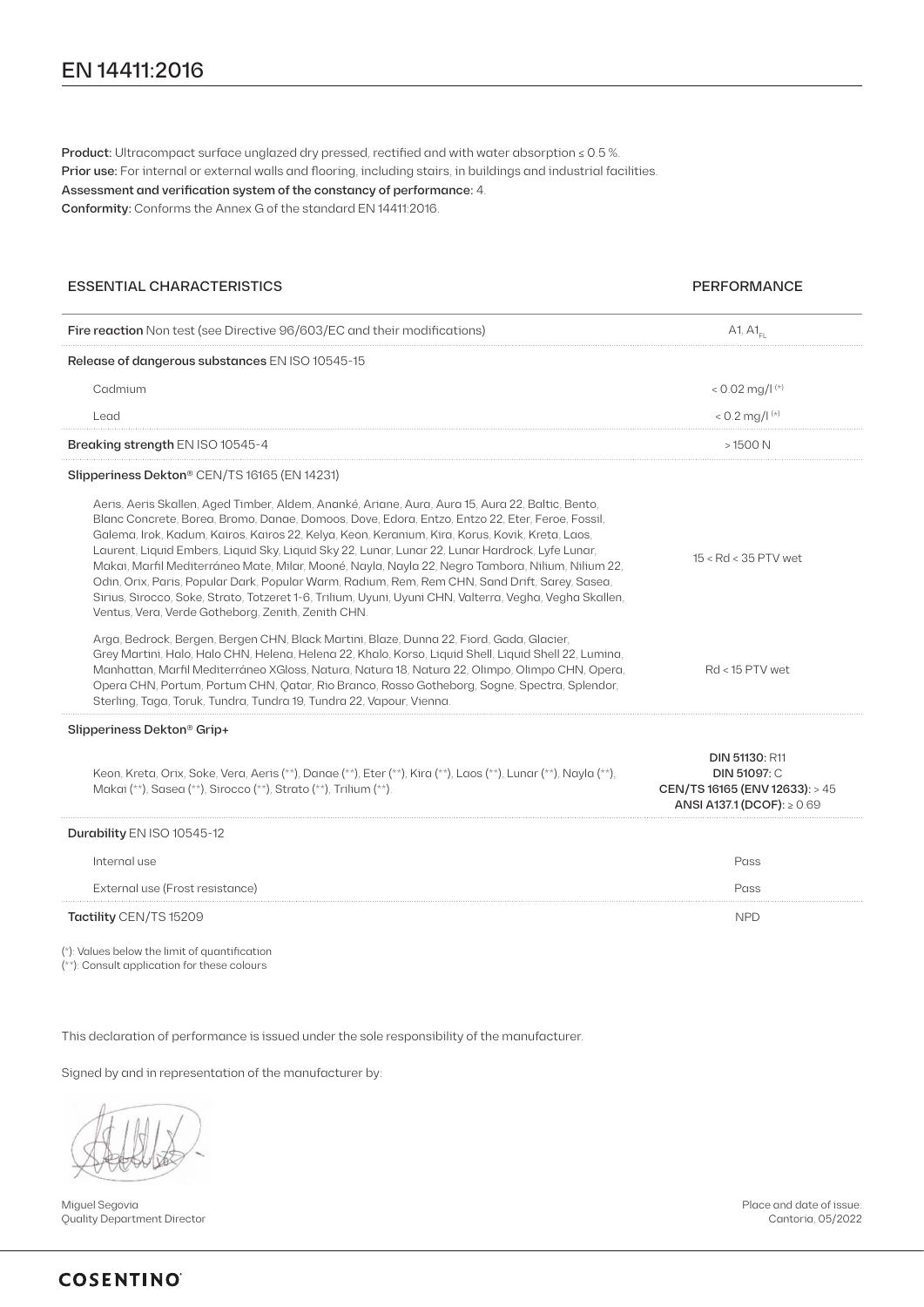# EN 14411:2016

**Product:** Ultracompact surface unglazed dry pressed, rectified and with water absorption ≤ 0.5 %.
**Prior use:** For internal or external walls and flooring, including stairs, in buildings and industrial facilities.
**Assessment and verification system of the constancy of performance:** 4.
**Conformity:** Conforms the Annex G of the standard EN 14411:2016.

| ESSENTIAL CHARACTERISTICS | PERFORMANCE |
|---|---|
| **Fire reaction** Non test (see Directive 96/603/EC and their modifications) | A1, $A1_{FL}$ |
| **Release of dangerous substances** EN ISO 10545-15 | |
| Cadmium | < 0.02 mg/l (*) |
| Lead | < 0.2 mg/l (*) |
| **Breaking strength** EN ISO 10545-4 | > 1500 N |
| **Slipperiness Dekton® CEN/TS 16165 (EN 14231)** | |
| Aeris, Aeris Skallen, Aged Timber, Aldem, Ananké, Ariane, Aura, Aura 15, Aura 22, Baltic, Bento, Blanc Concrete, Borea, Bromo, Danae, Domoos, Dove, Edora, Entzo, Entzo 22, Eter, Feroe, Fossil, Galema, Irok, Kadum, Kairos, Kairos 22, Kelya, Keon, Keranium, Kira, Korus, Kovik, Kreta, Laos, Laurent, Liquid Embers, Liquid Sky, Liquid Sky 22, Lunar, Lunar 22, Lunar Hardrock, Lyfe Lunar, Makai, Marfil Mediterráneo Mate, Milar, Mooné, Nayla, Nayla 22, Negro Tambora, Nilium, Nilium 22, Odin, Orix, Paris, Popular Dark, Popular Warm, Radium, Rem, Rem CHN, Sand Drift, Sarey, Sasea, Sirius, Sirocco, Soke, Strato, Totzeret 1-6, Trilium, Uyuni, Uyuni CHN, Valterra, Vegha, Vegha Skallen, Ventus, Vera, Verde Gotheborg, Zenith, Zenith CHN. | 15 < Rd < 35 PTV wet |
| Arga, Bedrock, Bergen, Bergen CHN, Black Martini, Blaze, Dunna 22, Fiord, Gada, Glacier, Grey Martini, Halo, Halo CHN, Helena, Helena 22, Khalo, Korso, Liquid Shell, Liquid Shell 22, Lumina, Manhattan, Marfil Mediterráneo XGloss, Natura, Natura 18, Natura 22, Olimpo, Olimpo CHN, Opera, Opera CHN, Portum, Portum CHN, Qatar, Rio Branco, Rosso Gotheborg, Sogne, Spectra, Splendor, Sterling, Taga, Toruk, Tundra, Tundra 19, Tundra 22, Vapour, Vienna. | Rd < 15 PTV wet |
| **Slipperiness Dekton® Grip+** | |
| Keon, Kreta, Orix, Soke, Vera, Aeris (**), Danae (**), Eter (**), Kira (**), Laos (**), Lunar (**), Nayla (**), Makai (**), Sasea (**), Sirocco (**), Strato (**), Trilium (**). | **DIN 51130:** R11<br>**DIN 51097:** C<br>**CEN/TS 16165 (ENV 12633):** > 45<br>**ANSI A137.1 (DCOF):** ≥ 0.69 |
| **Durability** EN ISO 10545-12 | |
| Internal use | Pass |
| External use (Frost resistance) | Pass |
| **Tactility** CEN/TS 15209 | NPD |

(*): Values below the limit of quantification
(**): Consult application for these colours

This declaration of performance is issued under the sole responsibility of the manufacturer.

Signed by and in representation of the manufacturer by:

Miguel Segovia
Quality Department Director

Place and date of issue:
Cantoria, 05/2022

COSENTINO